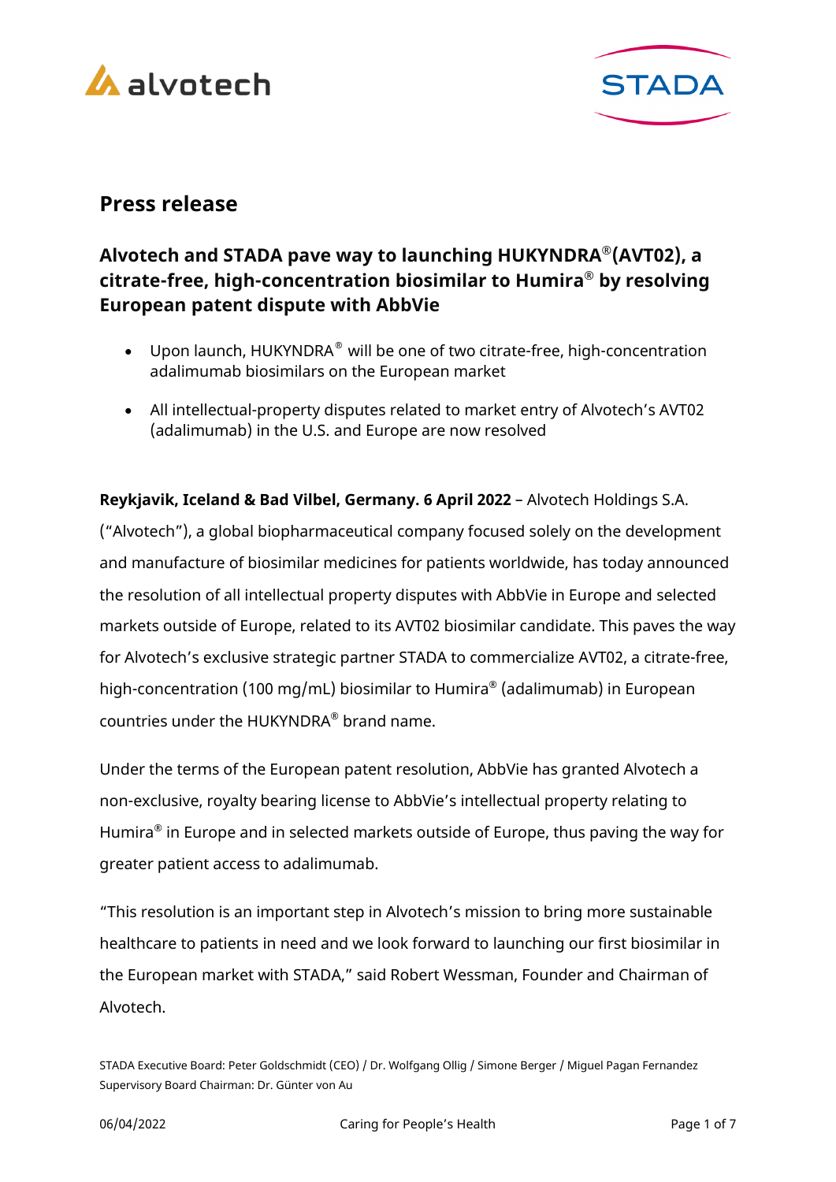# Press release

## Alvotech and STADA pave way to launching HUKYNDRA®(AVT02), a citrate-free, high-concentration biosimilar to Humira® by resolving European patent dispute with AbbVie

- Upon launch, HUKYNDRA® will be one of two citrate-free, high-concentration adalimumab biosimilars on the European market
- All intellectual-property disputes related to market entry of Alvotech's AVT02 (adalimumab) in the U.S. and Europe are now resolved

**Reykjavik, Iceland & Bad Vilbel, Germany. 6 April 2022** – Alvotech Holdings S.A. ("Alvotech"), a global biopharmaceutical company focused solely on the development and manufacture of biosimilar medicines for patients worldwide, has today announced the resolution of all intellectual property disputes with AbbVie in Europe and selected markets outside of Europe, related to its AVT02 biosimilar candidate. This paves the way for Alvotech's exclusive strategic partner STADA to commercialize AVT02, a citrate-free, high-concentration (100 mg/mL) biosimilar to Humira® (adalimumab) in European countries under the HUKYNDRA® brand name.

Under the terms of the European patent resolution, AbbVie has granted Alvotech a non-exclusive, royalty bearing license to AbbVie's intellectual property relating to Humira® in Europe and in selected markets outside of Europe, thus paving the way for greater patient access to adalimumab.

"This resolution is an important step in Alvotech's mission to bring more sustainable healthcare to patients in need and we look forward to launching our first biosimilar in the European market with STADA," said Robert Wessman, Founder and Chairman of Alvotech.

STADA Executive Board: Peter Goldschmidt (CEO) / Dr. Wolfgang Ollig / Simone Berger / Miguel Pagan Fernandez
Supervisory Board Chairman: Dr. Günter von Au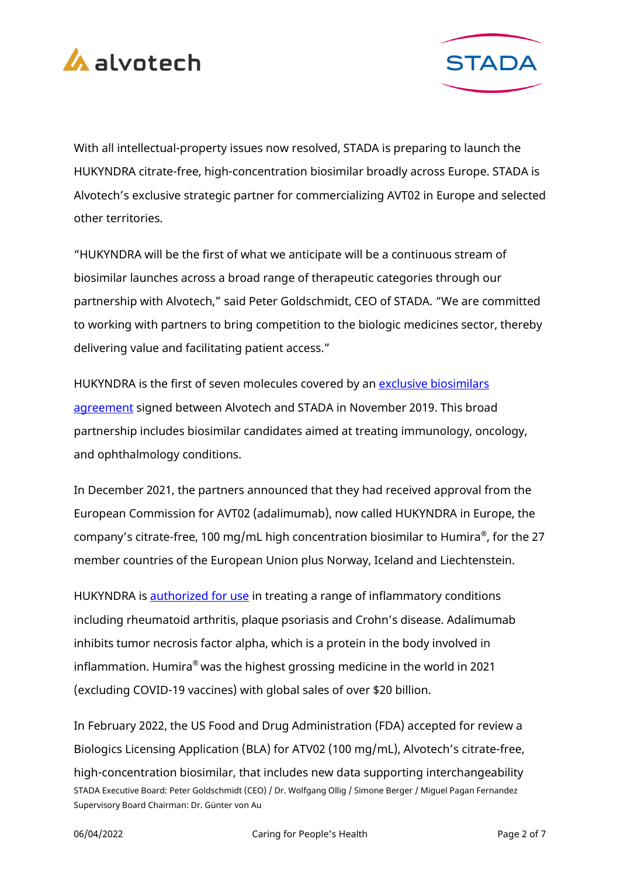With all intellectual-property issues now resolved, STADA is preparing to launch the HUKYNDRA citrate-free, high-concentration biosimilar broadly across Europe. STADA is Alvotech's exclusive strategic partner for commercializing AVT02 in Europe and selected other territories.

"HUKYNDRA will be the first of what we anticipate will be a continuous stream of biosimilar launches across a broad range of therapeutic categories through our partnership with Alvotech," said Peter Goldschmidt, CEO of STADA. "We are committed to working with partners to bring competition to the biologic medicines sector, thereby delivering value and facilitating patient access."

HUKYNDRA is the first of seven molecules covered by an exclusive biosimilars agreement signed between Alvotech and STADA in November 2019. This broad partnership includes biosimilar candidates aimed at treating immunology, oncology, and ophthalmology conditions.

In December 2021, the partners announced that they had received approval from the European Commission for AVT02 (adalimumab), now called HUKYNDRA in Europe, the company's citrate-free, 100 mg/mL high concentration biosimilar to Humira®, for the 27 member countries of the European Union plus Norway, Iceland and Liechtenstein.

HUKYNDRA is authorized for use in treating a range of inflammatory conditions including rheumatoid arthritis, plaque psoriasis and Crohn's disease. Adalimumab inhibits tumor necrosis factor alpha, which is a protein in the body involved in inflammation. Humira® was the highest grossing medicine in the world in 2021 (excluding COVID-19 vaccines) with global sales of over $20 billion.

In February 2022, the US Food and Drug Administration (FDA) accepted for review a Biologics Licensing Application (BLA) for ATV02 (100 mg/mL), Alvotech's citrate-free, high-concentration biosimilar, that includes new data supporting interchangeability

STADA Executive Board: Peter Goldschmidt (CEO) / Dr. Wolfgang Ollig / Simone Berger / Miguel Pagan Fernandez
Supervisory Board Chairman: Dr. Günter von Au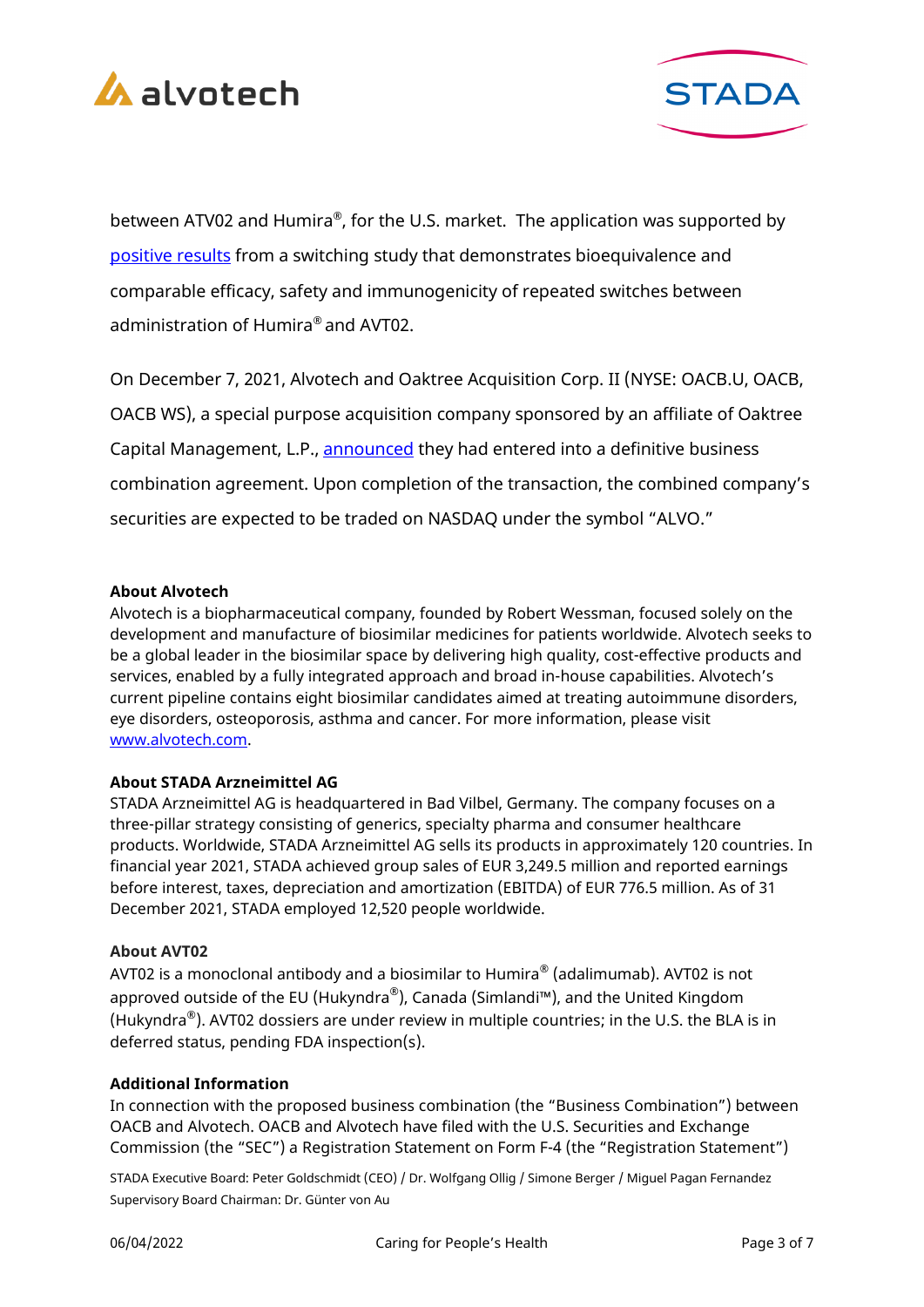between ATV02 and Humira®, for the U.S. market. The application was supported by positive results from a switching study that demonstrates bioequivalence and comparable efficacy, safety and immunogenicity of repeated switches between administration of Humira® and AVT02.

On December 7, 2021, Alvotech and Oaktree Acquisition Corp. II (NYSE: OACB.U, OACB, OACB WS), a special purpose acquisition company sponsored by an affiliate of Oaktree Capital Management, L.P., announced they had entered into a definitive business combination agreement. Upon completion of the transaction, the combined company's securities are expected to be traded on NASDAQ under the symbol "ALVO."

**About Alvotech**

Alvotech is a biopharmaceutical company, founded by Robert Wessman, focused solely on the development and manufacture of biosimilar medicines for patients worldwide. Alvotech seeks to be a global leader in the biosimilar space by delivering high quality, cost-effective products and services, enabled by a fully integrated approach and broad in-house capabilities. Alvotech's current pipeline contains eight biosimilar candidates aimed at treating autoimmune disorders, eye disorders, osteoporosis, asthma and cancer. For more information, please visit www.alvotech.com.

**About STADA Arzneimittel AG**

STADA Arzneimittel AG is headquartered in Bad Vilbel, Germany. The company focuses on a three-pillar strategy consisting of generics, specialty pharma and consumer healthcare products. Worldwide, STADA Arzneimittel AG sells its products in approximately 120 countries. In financial year 2021, STADA achieved group sales of EUR 3,249.5 million and reported earnings before interest, taxes, depreciation and amortization (EBITDA) of EUR 776.5 million. As of 31 December 2021, STADA employed 12,520 people worldwide.

**About AVT02**

AVT02 is a monoclonal antibody and a biosimilar to Humira® (adalimumab). AVT02 is not approved outside of the EU (Hukyndra®), Canada (Simlandi™), and the United Kingdom (Hukyndra®). AVT02 dossiers are under review in multiple countries; in the U.S. the BLA is in deferred status, pending FDA inspection(s).

**Additional Information**

In connection with the proposed business combination (the "Business Combination") between OACB and Alvotech. OACB and Alvotech have filed with the U.S. Securities and Exchange Commission (the "SEC") a Registration Statement on Form F-4 (the "Registration Statement")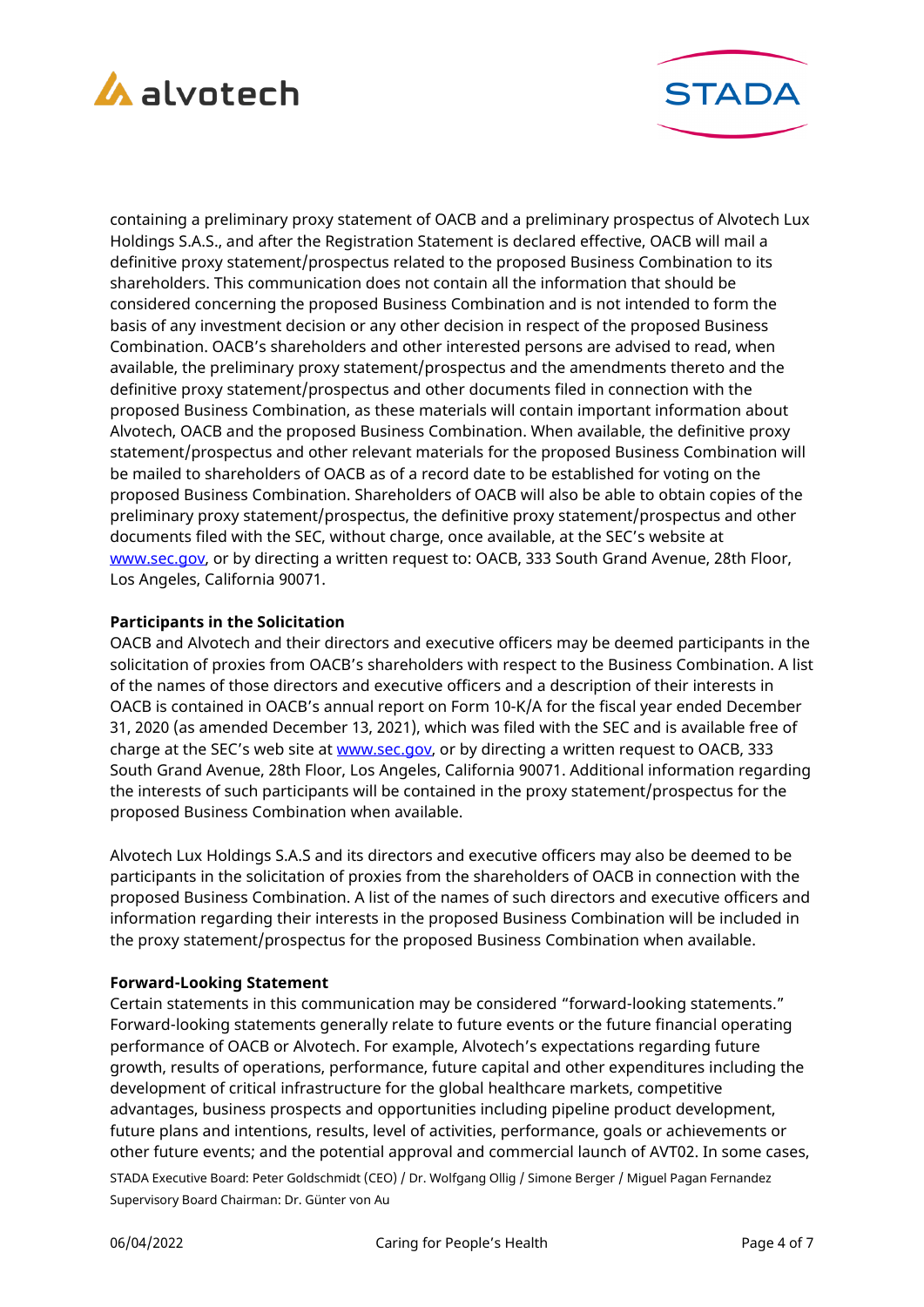containing a preliminary proxy statement of OACB and a preliminary prospectus of Alvotech Lux Holdings S.A.S., and after the Registration Statement is declared effective, OACB will mail a definitive proxy statement/prospectus related to the proposed Business Combination to its shareholders. This communication does not contain all the information that should be considered concerning the proposed Business Combination and is not intended to form the basis of any investment decision or any other decision in respect of the proposed Business Combination. OACB's shareholders and other interested persons are advised to read, when available, the preliminary proxy statement/prospectus and the amendments thereto and the definitive proxy statement/prospectus and other documents filed in connection with the proposed Business Combination, as these materials will contain important information about Alvotech, OACB and the proposed Business Combination. When available, the definitive proxy statement/prospectus and other relevant materials for the proposed Business Combination will be mailed to shareholders of OACB as of a record date to be established for voting on the proposed Business Combination. Shareholders of OACB will also be able to obtain copies of the preliminary proxy statement/prospectus, the definitive proxy statement/prospectus and other documents filed with the SEC, without charge, once available, at the SEC's website at www.sec.gov, or by directing a written request to: OACB, 333 South Grand Avenue, 28th Floor, Los Angeles, California 90071.

**Participants in the Solicitation**

OACB and Alvotech and their directors and executive officers may be deemed participants in the solicitation of proxies from OACB's shareholders with respect to the Business Combination. A list of the names of those directors and executive officers and a description of their interests in OACB is contained in OACB's annual report on Form 10-K/A for the fiscal year ended December 31, 2020 (as amended December 13, 2021), which was filed with the SEC and is available free of charge at the SEC's web site at www.sec.gov, or by directing a written request to OACB, 333 South Grand Avenue, 28th Floor, Los Angeles, California 90071. Additional information regarding the interests of such participants will be contained in the proxy statement/prospectus for the proposed Business Combination when available.

Alvotech Lux Holdings S.A.S and its directors and executive officers may also be deemed to be participants in the solicitation of proxies from the shareholders of OACB in connection with the proposed Business Combination. A list of the names of such directors and executive officers and information regarding their interests in the proposed Business Combination will be included in the proxy statement/prospectus for the proposed Business Combination when available.

**Forward-Looking Statement**

Certain statements in this communication may be considered "forward-looking statements." Forward-looking statements generally relate to future events or the future financial operating performance of OACB or Alvotech. For example, Alvotech's expectations regarding future growth, results of operations, performance, future capital and other expenditures including the development of critical infrastructure for the global healthcare markets, competitive advantages, business prospects and opportunities including pipeline product development, future plans and intentions, results, level of activities, performance, goals or achievements or other future events; and the potential approval and commercial launch of AVT02. In some cases,

STADA Executive Board: Peter Goldschmidt (CEO) / Dr. Wolfgang Ollig / Simone Berger / Miguel Pagan Fernandez
Supervisory Board Chairman: Dr. Günter von Au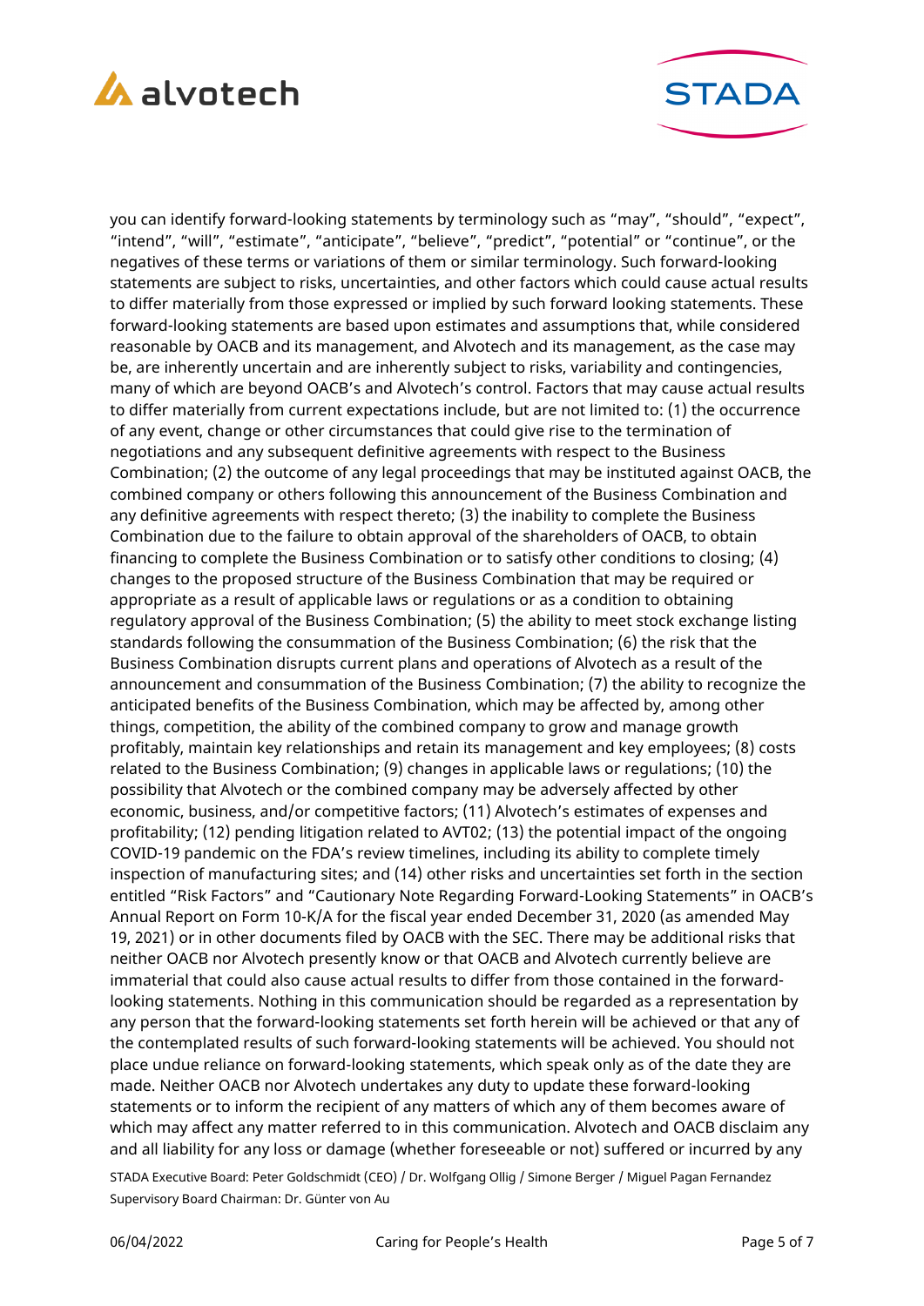you can identify forward-looking statements by terminology such as "may", "should", "expect", "intend", "will", "estimate", "anticipate", "believe", "predict", "potential" or "continue", or the negatives of these terms or variations of them or similar terminology. Such forward-looking statements are subject to risks, uncertainties, and other factors which could cause actual results to differ materially from those expressed or implied by such forward looking statements. These forward-looking statements are based upon estimates and assumptions that, while considered reasonable by OACB and its management, and Alvotech and its management, as the case may be, are inherently uncertain and are inherently subject to risks, variability and contingencies, many of which are beyond OACB's and Alvotech's control. Factors that may cause actual results to differ materially from current expectations include, but are not limited to: (1) the occurrence of any event, change or other circumstances that could give rise to the termination of negotiations and any subsequent definitive agreements with respect to the Business Combination; (2) the outcome of any legal proceedings that may be instituted against OACB, the combined company or others following this announcement of the Business Combination and any definitive agreements with respect thereto; (3) the inability to complete the Business Combination due to the failure to obtain approval of the shareholders of OACB, to obtain financing to complete the Business Combination or to satisfy other conditions to closing; (4) changes to the proposed structure of the Business Combination that may be required or appropriate as a result of applicable laws or regulations or as a condition to obtaining regulatory approval of the Business Combination; (5) the ability to meet stock exchange listing standards following the consummation of the Business Combination; (6) the risk that the Business Combination disrupts current plans and operations of Alvotech as a result of the announcement and consummation of the Business Combination; (7) the ability to recognize the anticipated benefits of the Business Combination, which may be affected by, among other things, competition, the ability of the combined company to grow and manage growth profitably, maintain key relationships and retain its management and key employees; (8) costs related to the Business Combination; (9) changes in applicable laws or regulations; (10) the possibility that Alvotech or the combined company may be adversely affected by other economic, business, and/or competitive factors; (11) Alvotech's estimates of expenses and profitability; (12) pending litigation related to AVT02; (13) the potential impact of the ongoing COVID-19 pandemic on the FDA's review timelines, including its ability to complete timely inspection of manufacturing sites; and (14) other risks and uncertainties set forth in the section entitled "Risk Factors" and "Cautionary Note Regarding Forward-Looking Statements" in OACB's Annual Report on Form 10-K/A for the fiscal year ended December 31, 2020 (as amended May 19, 2021) or in other documents filed by OACB with the SEC. There may be additional risks that neither OACB nor Alvotech presently know or that OACB and Alvotech currently believe are immaterial that could also cause actual results to differ from those contained in the forward-looking statements. Nothing in this communication should be regarded as a representation by any person that the forward-looking statements set forth herein will be achieved or that any of the contemplated results of such forward-looking statements will be achieved. You should not place undue reliance on forward-looking statements, which speak only as of the date they are made. Neither OACB nor Alvotech undertakes any duty to update these forward-looking statements or to inform the recipient of any matters of which any of them becomes aware of which may affect any matter referred to in this communication. Alvotech and OACB disclaim any and all liability for any loss or damage (whether foreseeable or not) suffered or incurred by any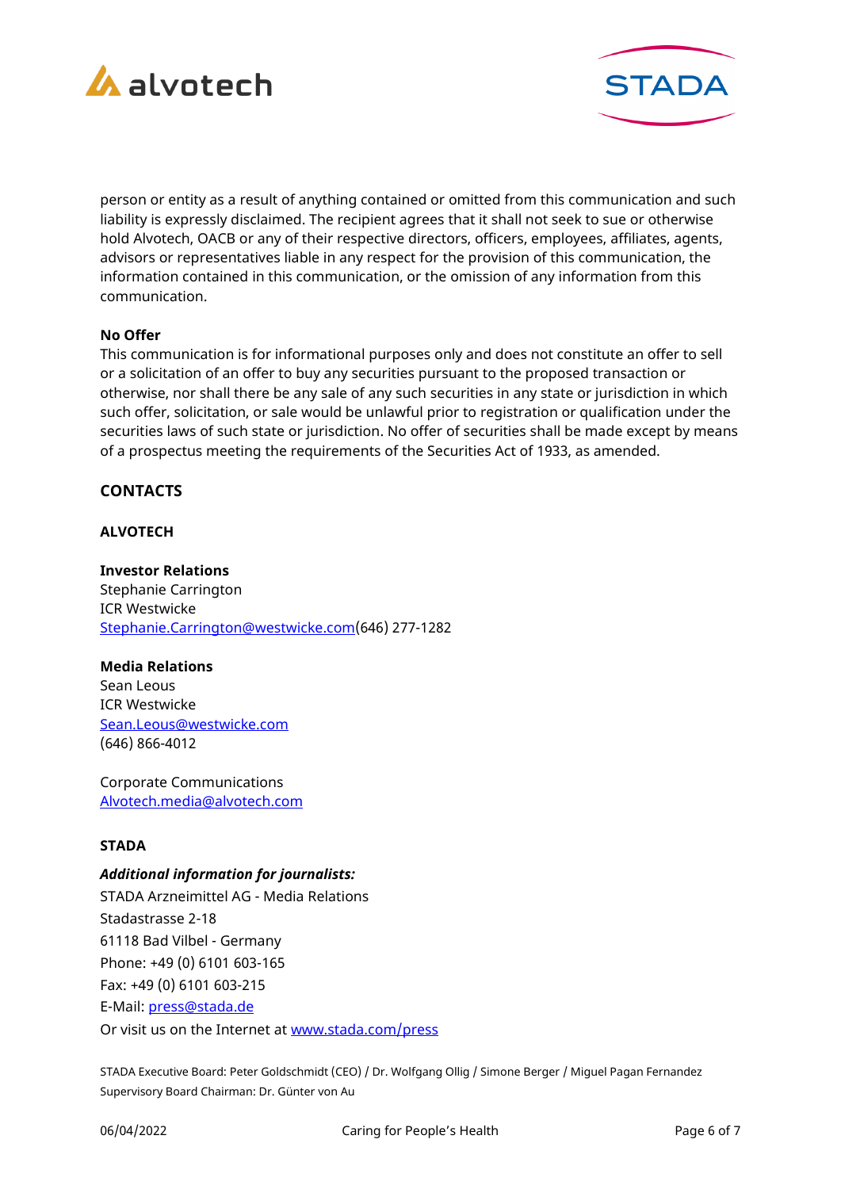person or entity as a result of anything contained or omitted from this communication and such liability is expressly disclaimed. The recipient agrees that it shall not seek to sue or otherwise hold Alvotech, OACB or any of their respective directors, officers, employees, affiliates, agents, advisors or representatives liable in any respect for the provision of this communication, the information contained in this communication, or the omission of any information from this communication.

**No Offer**
This communication is for informational purposes only and does not constitute an offer to sell or a solicitation of an offer to buy any securities pursuant to the proposed transaction or otherwise, nor shall there be any sale of any such securities in any state or jurisdiction in which such offer, solicitation, or sale would be unlawful prior to registration or qualification under the securities laws of such state or jurisdiction. No offer of securities shall be made except by means of a prospectus meeting the requirements of the Securities Act of 1933, as amended.

## CONTACTS

### ALVOTECH

**Investor Relations**
Stephanie Carrington
ICR Westwicke
Stephanie.Carrington@westwicke.com(646) 277-1282

**Media Relations**
Sean Leous
ICR Westwicke
Sean.Leous@westwicke.com
(646) 866-4012

Corporate Communications
Alvotech.media@alvotech.com

### STADA

***Additional information for journalists:***
STADA Arzneimittel AG - Media Relations
Stadastrasse 2-18
61118 Bad Vilbel - Germany
Phone: +49 (0) 6101 603-165
Fax: +49 (0) 6101 603-215
E-Mail: press@stada.de
Or visit us on the Internet at www.stada.com/press

STADA Executive Board: Peter Goldschmidt (CEO) / Dr. Wolfgang Ollig / Simone Berger / Miguel Pagan Fernandez
Supervisory Board Chairman: Dr. Günter von Au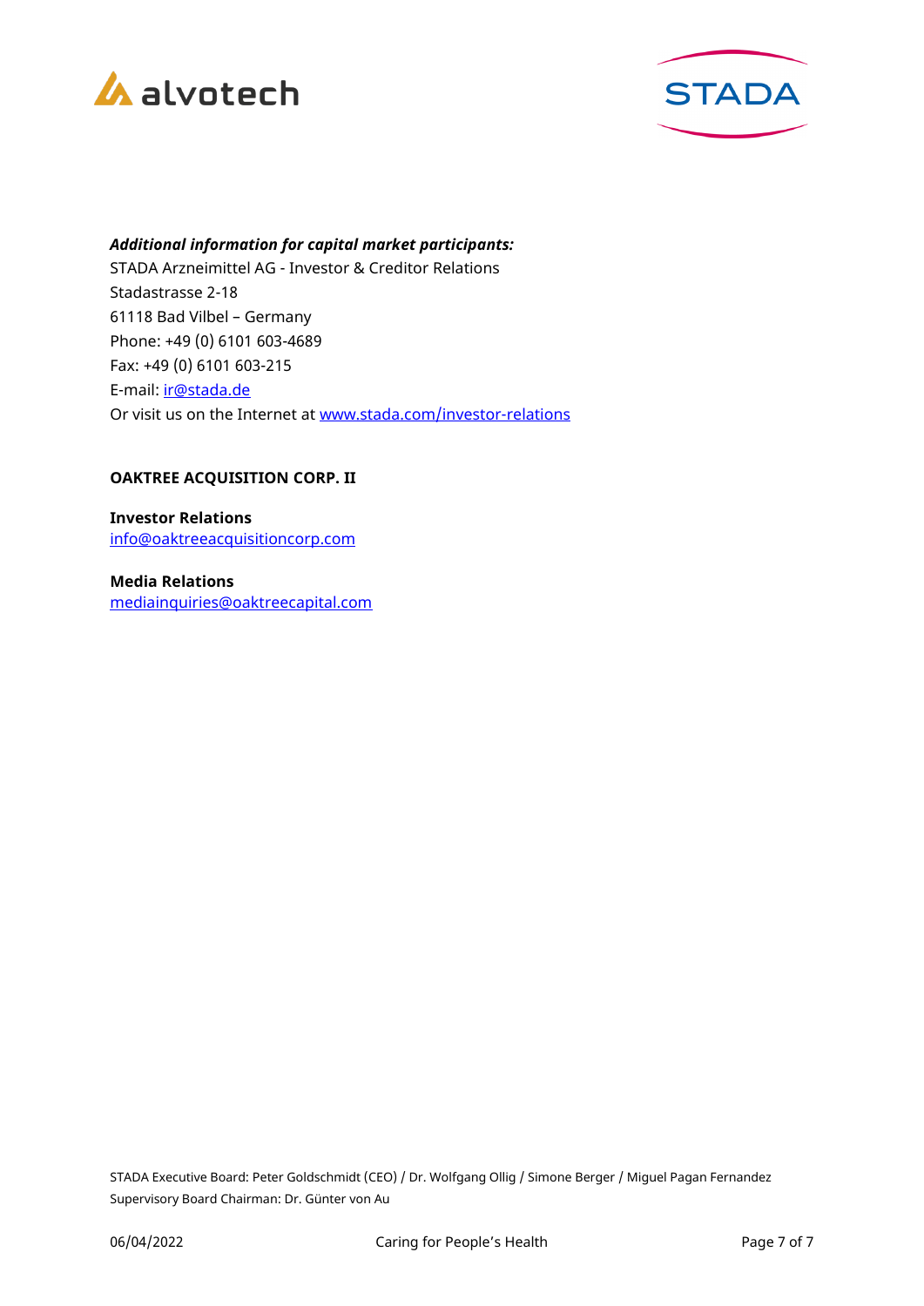***Additional information for capital market participants:***

STADA Arzneimittel AG - Investor & Creditor Relations
Stadastrasse 2-18
61118 Bad Vilbel – Germany
Phone: +49 (0) 6101 603-4689
Fax: +49 (0) 6101 603-215
E-mail: ir@stada.de
Or visit us on the Internet at www.stada.com/investor-relations

**OAKTREE ACQUISITION CORP. II**

**Investor Relations**
info@oaktreeacquisitioncorp.com

**Media Relations**
mediainquiries@oaktreecapital.com